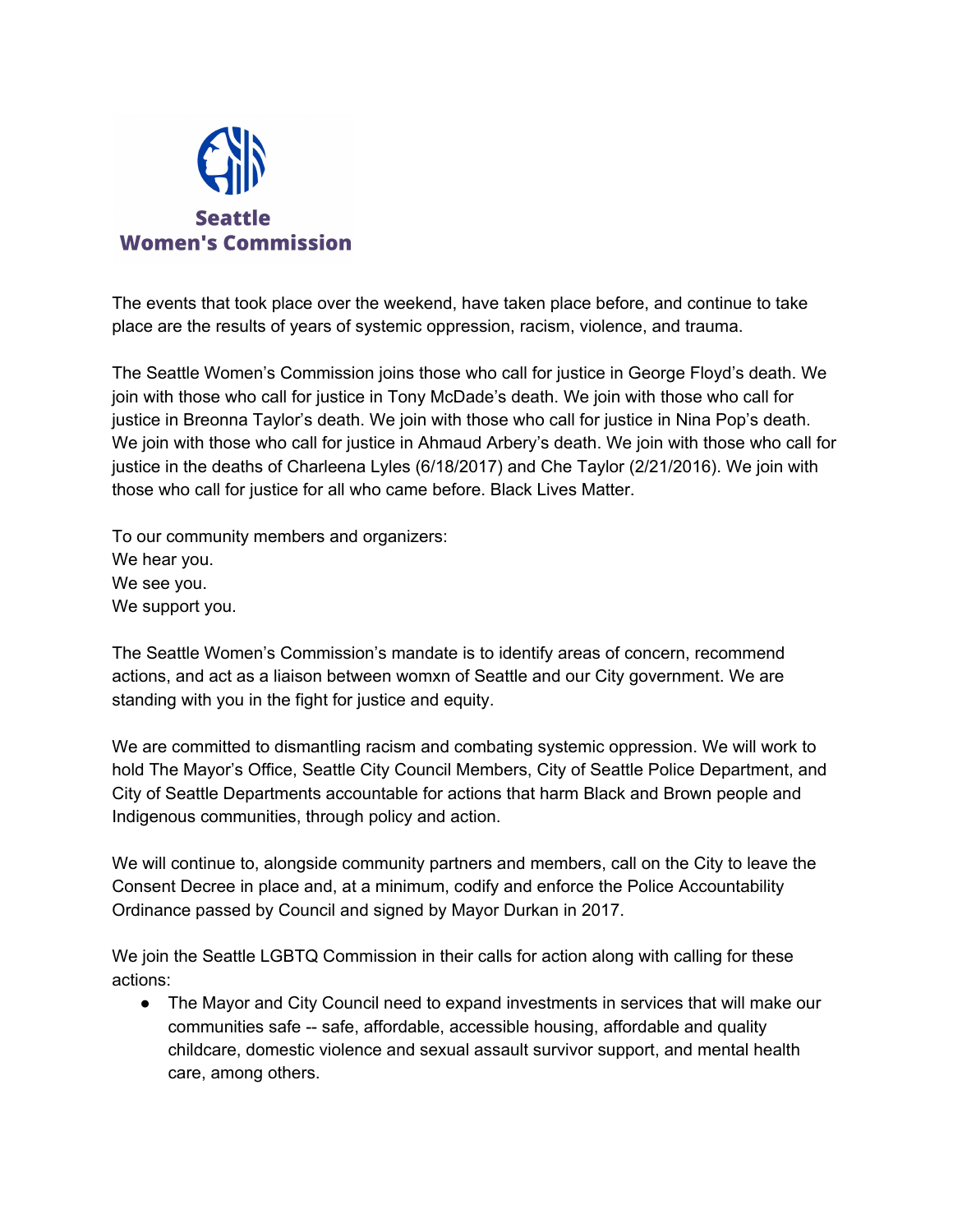**Seattle Women's Commission**

The events that took place over the weekend, have taken place before, and continue to take place are the results of years of systemic oppression, racism, violence, and trauma.

The Seattle Women's Commission joins those who call for justice in George Floyd's death. We join with those who call for justice in Tony McDade's death. We join with those who call for justice in Breonna Taylor's death. We join with those who call for justice in Nina Pop's death. We join with those who call for justice in Ahmaud Arbery's death. We join with those who call for justice in the deaths of Charleena Lyles (6/18/2017) and Che Taylor (2/21/2016). We join with those who call for justice for all who came before. Black Lives Matter.

To our community members and organizers:
We hear you.
We see you.
We support you.

The Seattle Women's Commission's mandate is to identify areas of concern, recommend actions, and act as a liaison between womxn of Seattle and our City government. We are standing with you in the fight for justice and equity.

We are committed to dismantling racism and combating systemic oppression. We will work to hold The Mayor's Office, Seattle City Council Members, City of Seattle Police Department, and City of Seattle Departments accountable for actions that harm Black and Brown people and Indigenous communities, through policy and action.

We will continue to, alongside community partners and members, call on the City to leave the Consent Decree in place and, at a minimum, codify and enforce the Police Accountability Ordinance passed by Council and signed by Mayor Durkan in 2017.

We join the Seattle LGBTQ Commission in their calls for action along with calling for these actions:

- The Mayor and City Council need to expand investments in services that will make our communities safe -- safe, affordable, accessible housing, affordable and quality childcare, domestic violence and sexual assault survivor support, and mental health care, among others.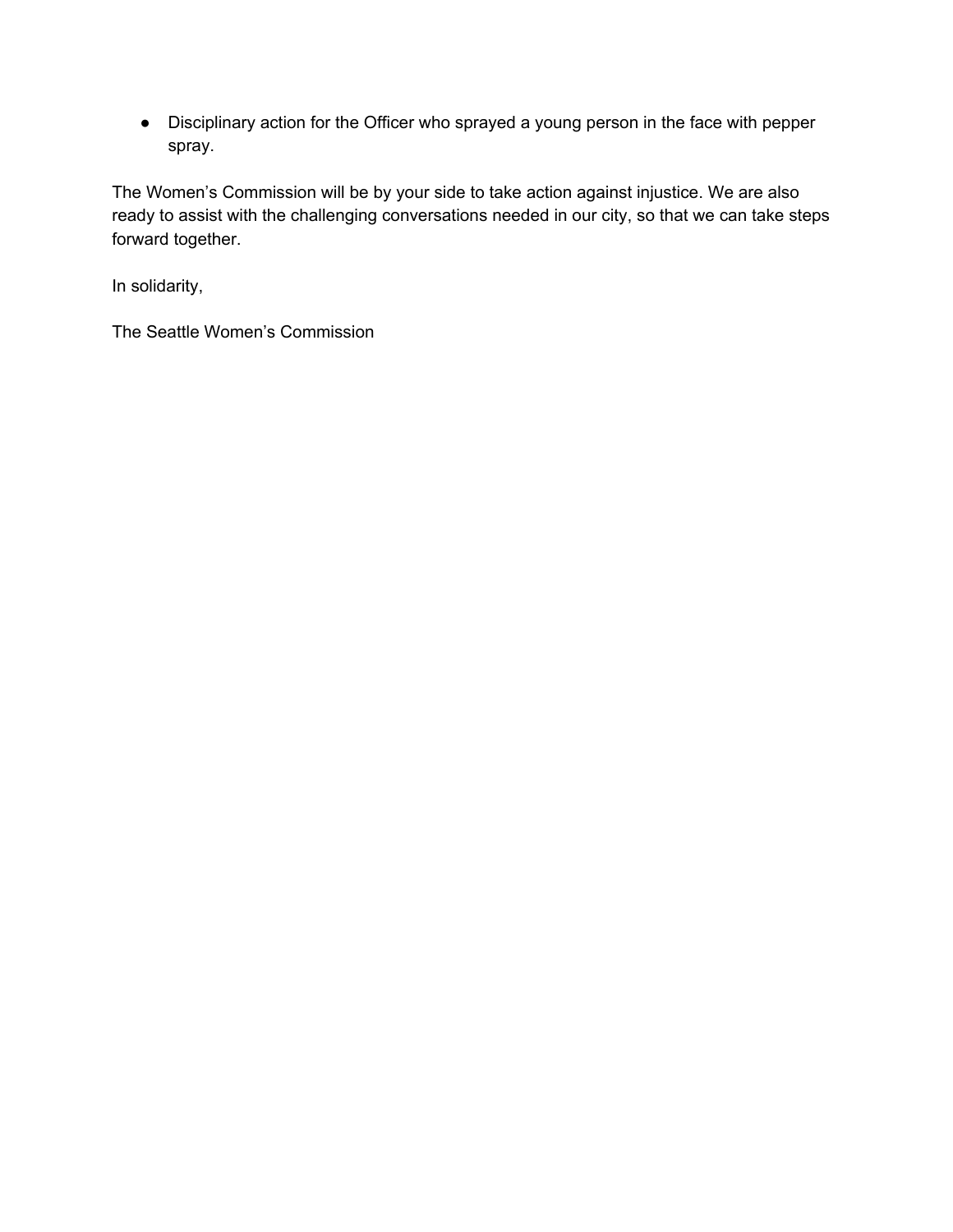- Disciplinary action for the Officer who sprayed a young person in the face with pepper spray.

The Women's Commission will be by your side to take action against injustice. We are also ready to assist with the challenging conversations needed in our city, so that we can take steps forward together.

In solidarity,

The Seattle Women's Commission